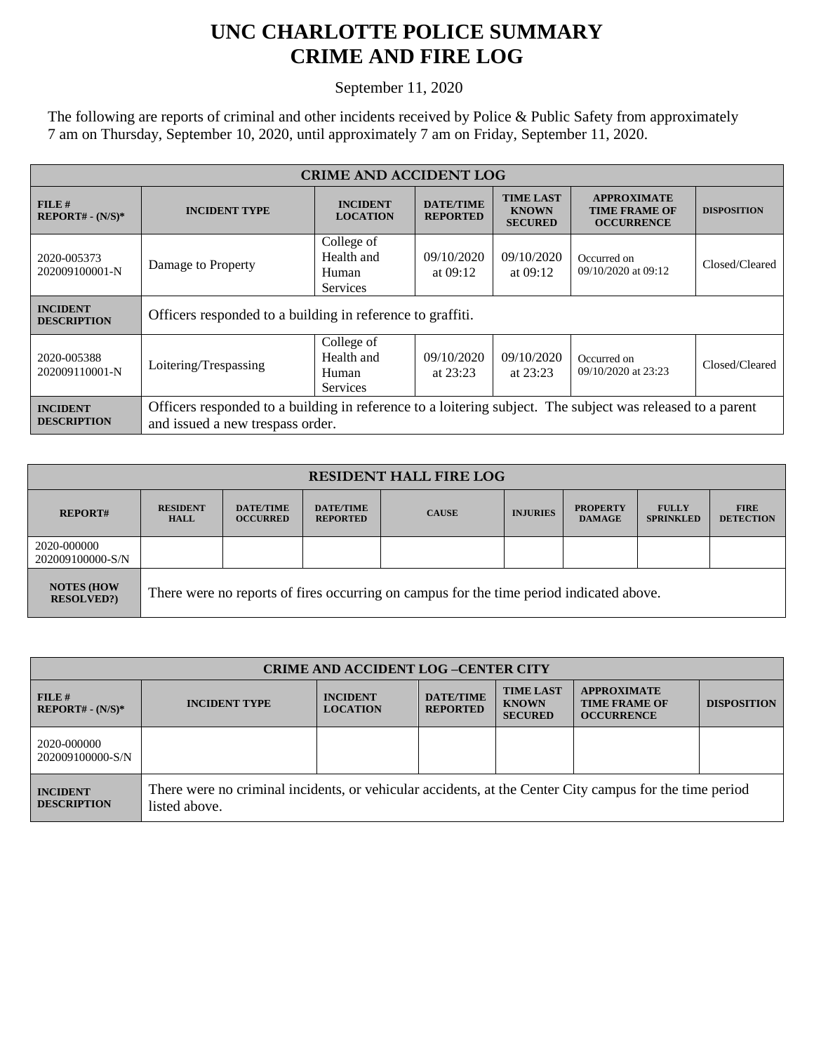# UNC CHARLOTTE POLICE SUMMARY
# CRIME AND FIRE LOG

September 11, 2020

The following are reports of criminal and other incidents received by Police & Public Safety from approximately 7 am on Thursday, September 10, 2020, until approximately 7 am on Friday, September 11, 2020.

| CRIME AND ACCIDENT LOG | | | | | | |
|---|---|---|---|---|---|---|
| **FILE # REPORT# - (N/S)*** | **INCIDENT TYPE** | **INCIDENT LOCATION** | **DATE/TIME REPORTED** | **TIME LAST KNOWN SECURED** | **APPROXIMATE TIME FRAME OF OCCURRENCE** | **DISPOSITION** |
| 2020-005373 202009100001-N | Damage to Property | College of Health and Human Services | 09/10/2020 at 09:12 | 09/10/2020 at 09:12 | Occurred on 09/10/2020 at 09:12 | Closed/Cleared |
| **INCIDENT DESCRIPTION** | Officers responded to a building in reference to graffiti. | | | | | |
| 2020-005388 202009110001-N | Loitering/Trespassing | College of Health and Human Services | 09/10/2020 at 23:23 | 09/10/2020 at 23:23 | Occurred on 09/10/2020 at 23:23 | Closed/Cleared |
| **INCIDENT DESCRIPTION** | Officers responded to a building in reference to a loitering subject. The subject was released to a parent and issued a new trespass order. | | | | | |

| RESIDENT HALL FIRE LOG | | | | | | | | |
|---|---|---|---|---|---|---|---|---|
| **REPORT#** | **RESIDENT HALL** | **DATE/TIME OCCURRED** | **DATE/TIME REPORTED** | **CAUSE** | **INJURIES** | **PROPERTY DAMAGE** | **FULLY SPRINKLED** | **FIRE DETECTION** |
| 2020-000000 202009100000-S/N | | | | | | | | |
| **NOTES (HOW RESOLVED?)** | There were no reports of fires occurring on campus for the time period indicated above. | | | | | | | |

| CRIME AND ACCIDENT LOG –CENTER CITY | | | | | | |
|---|---|---|---|---|---|---|
| **FILE # REPORT# - (N/S)*** | **INCIDENT TYPE** | **INCIDENT LOCATION** | **DATE/TIME REPORTED** | **TIME LAST KNOWN SECURED** | **APPROXIMATE TIME FRAME OF OCCURRENCE** | **DISPOSITION** |
| 2020-000000 202009100000-S/N | | | | | | |
| **INCIDENT DESCRIPTION** | There were no criminal incidents, or vehicular accidents, at the Center City campus for the time period listed above. | | | | | |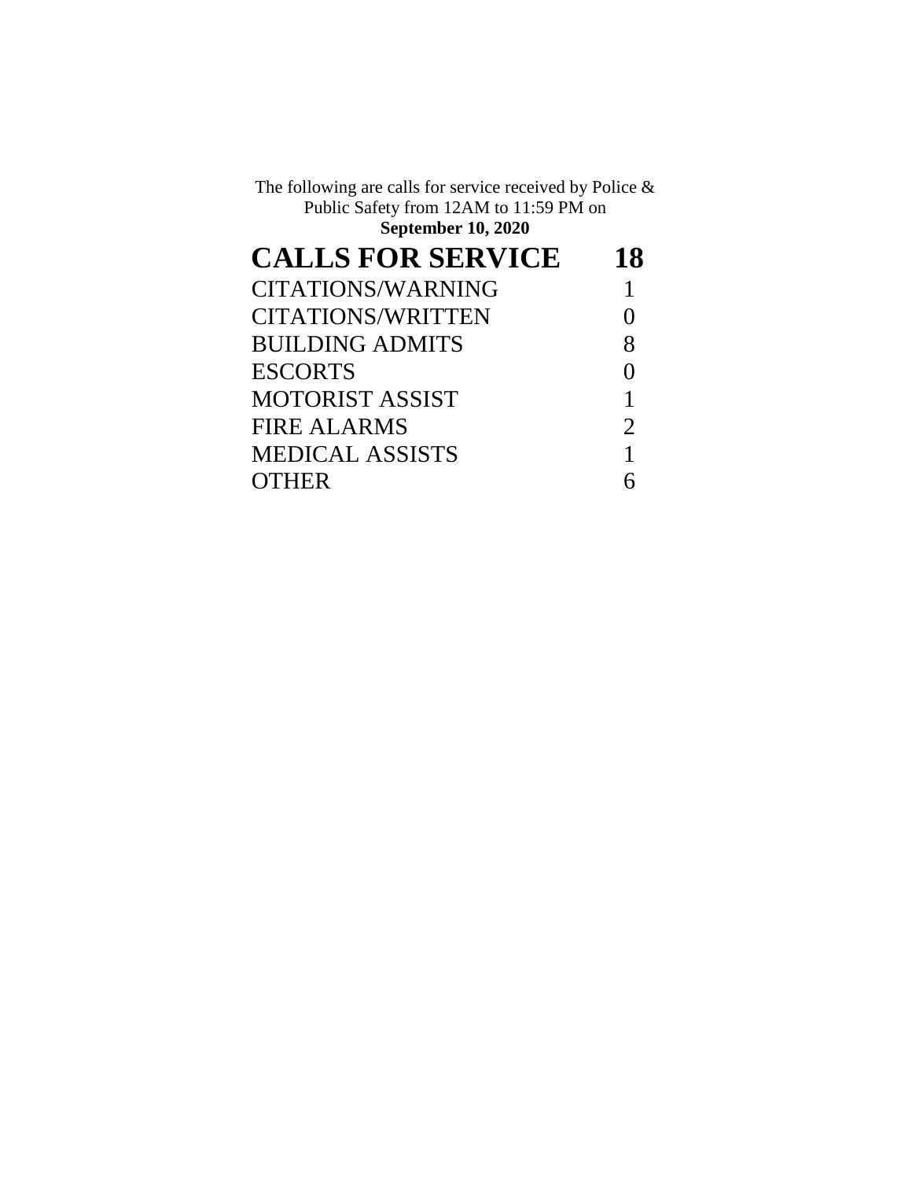The following are calls for service received by Police & Public Safety from 12AM to 11:59 PM on

**September 10, 2020**

| | |
|---|---|
| **CALLS FOR SERVICE** | **18** |
| CITATIONS/WARNING | 1 |
| CITATIONS/WRITTEN | 0 |
| BUILDING ADMITS | 8 |
| ESCORTS | 0 |
| MOTORIST ASSIST | 1 |
| FIRE ALARMS | 2 |
| MEDICAL ASSISTS | 1 |
| OTHER | 6 |